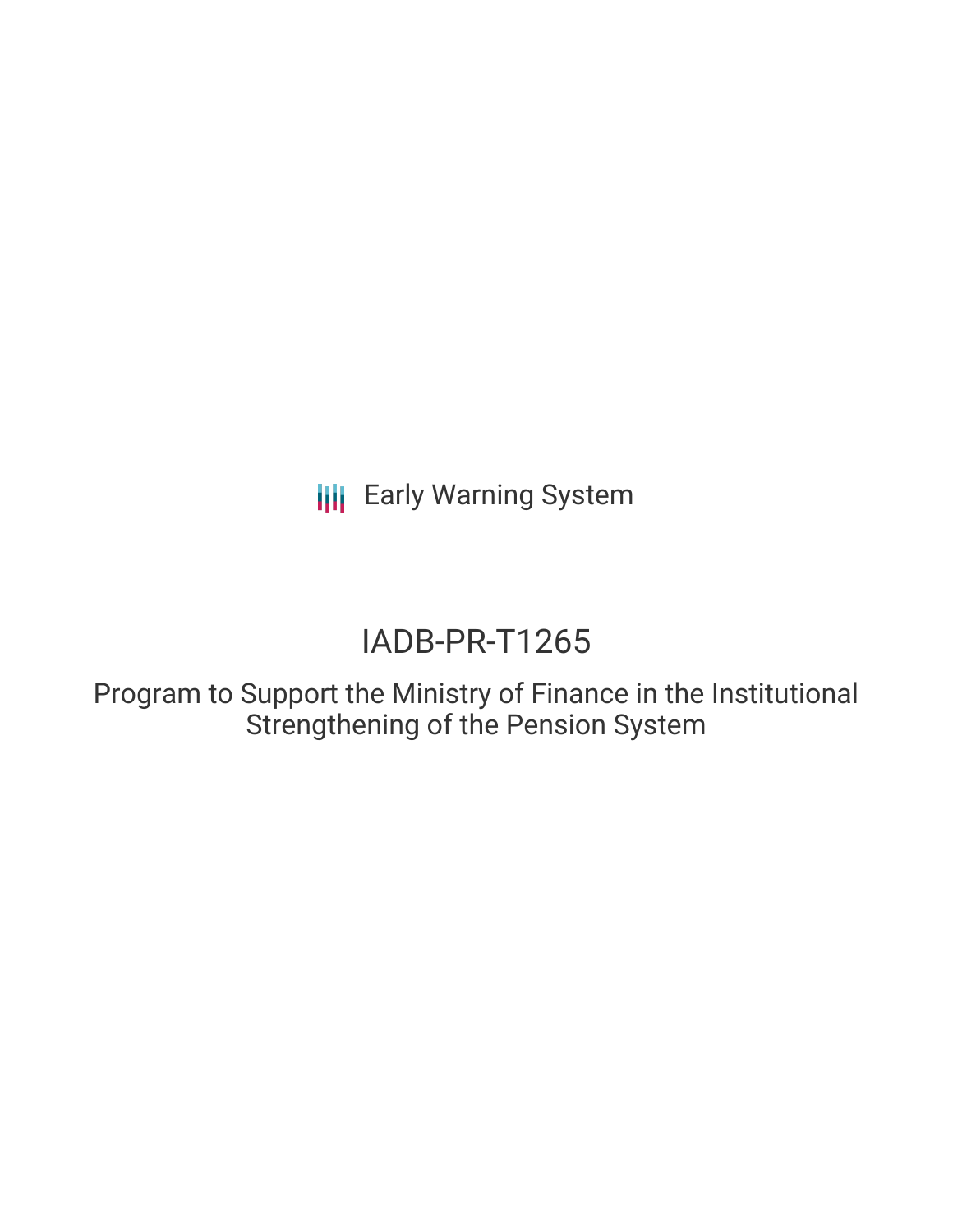Early Warning System

# IADB-PR-T1265

## Program to Support the Ministry of Finance in the Institutional Strengthening of the Pension System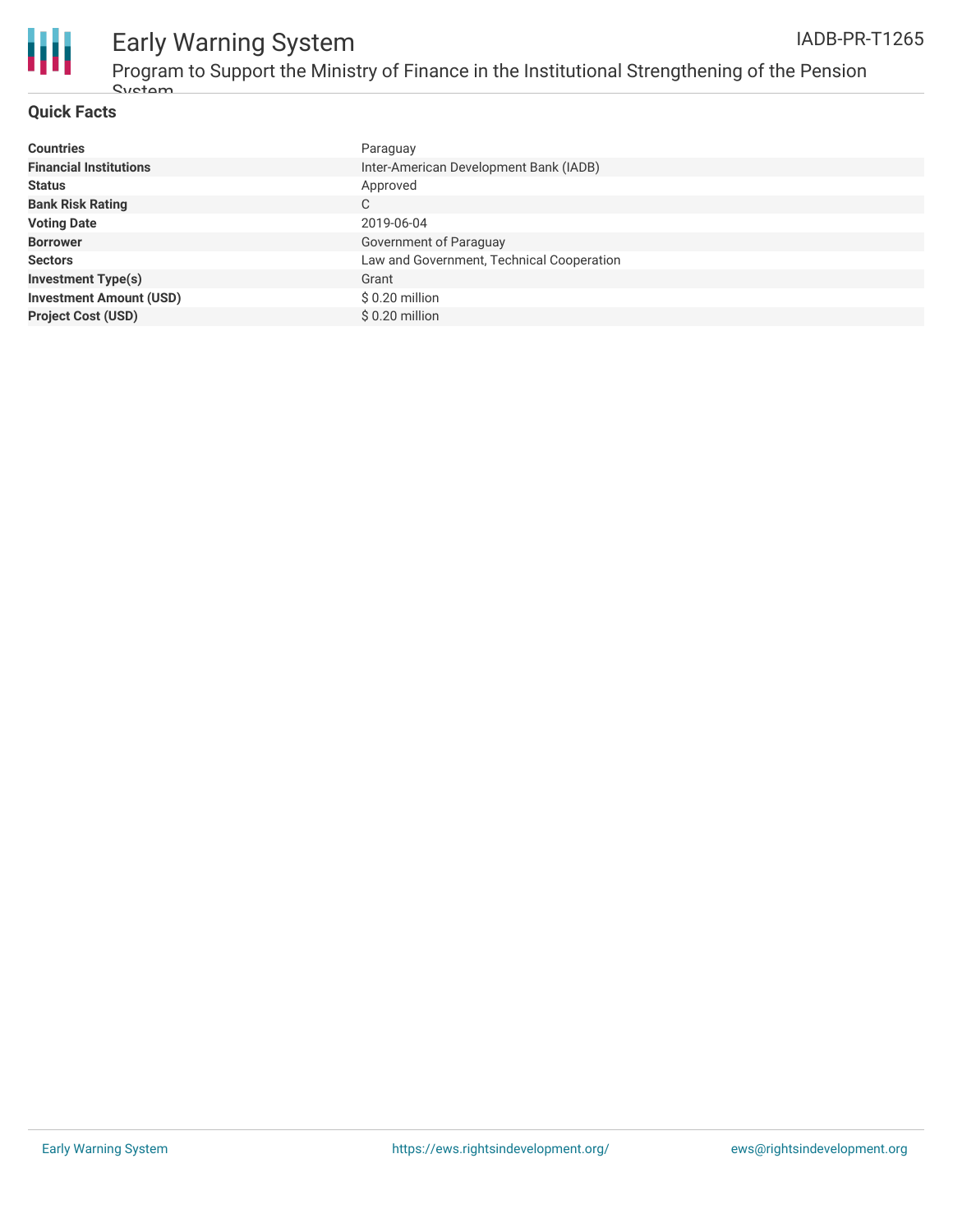## Quick Facts

| | |
|---|---|
| **Countries** | Paraguay |
| **Financial Institutions** | Inter-American Development Bank (IADB) |
| **Status** | Approved |
| **Bank Risk Rating** | C |
| **Voting Date** | 2019-06-04 |
| **Borrower** | Government of Paraguay |
| **Sectors** | Law and Government, Technical Cooperation |
| **Investment Type(s)** | Grant |
| **Investment Amount (USD)** | $ 0.20 million |
| **Project Cost (USD)** | $ 0.20 million |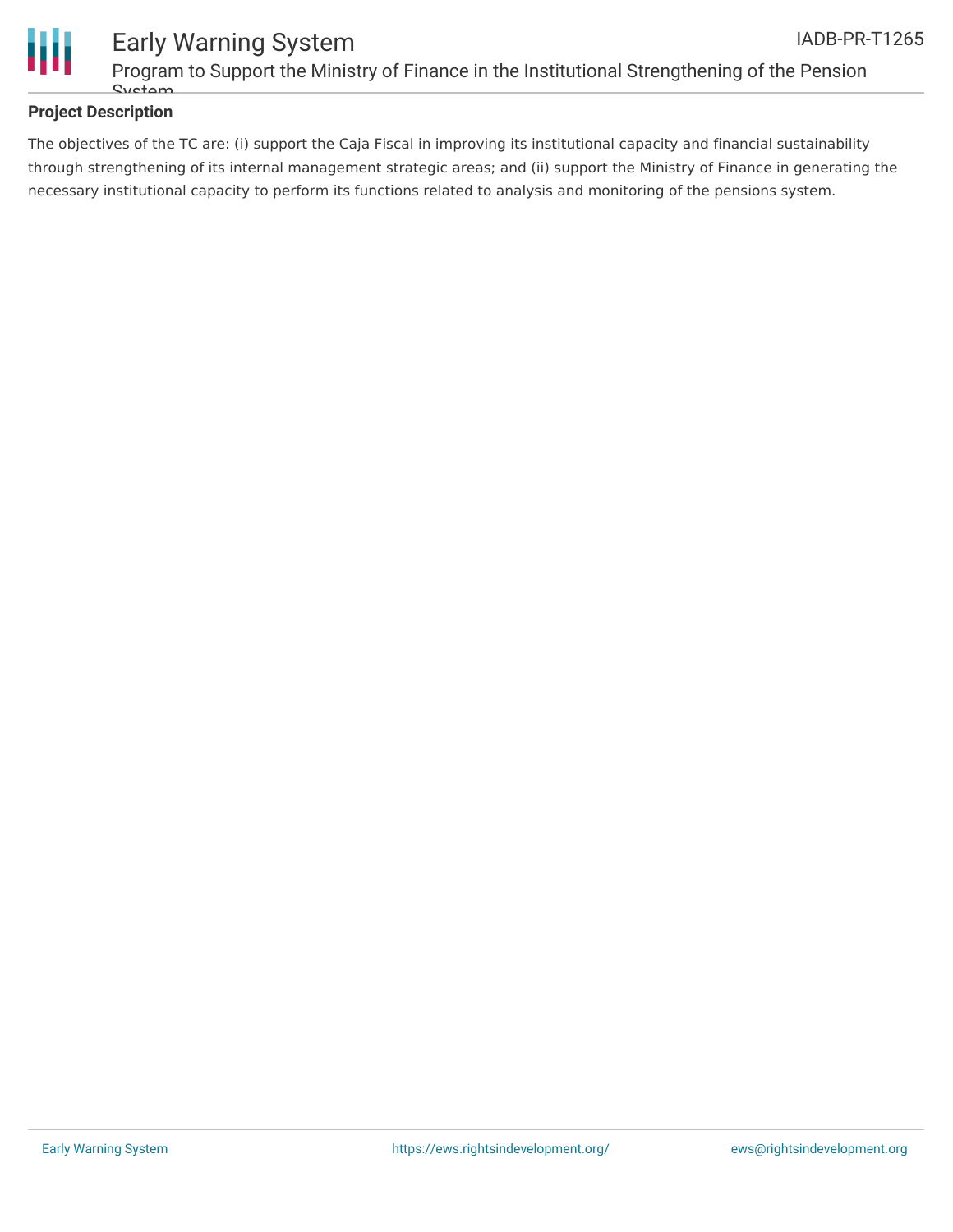## Project Description

The objectives of the TC are: (i) support the Caja Fiscal in improving its institutional capacity and financial sustainability through strengthening of its internal management strategic areas; and (ii) support the Ministry of Finance in generating the necessary institutional capacity to perform its functions related to analysis and monitoring of the pensions system.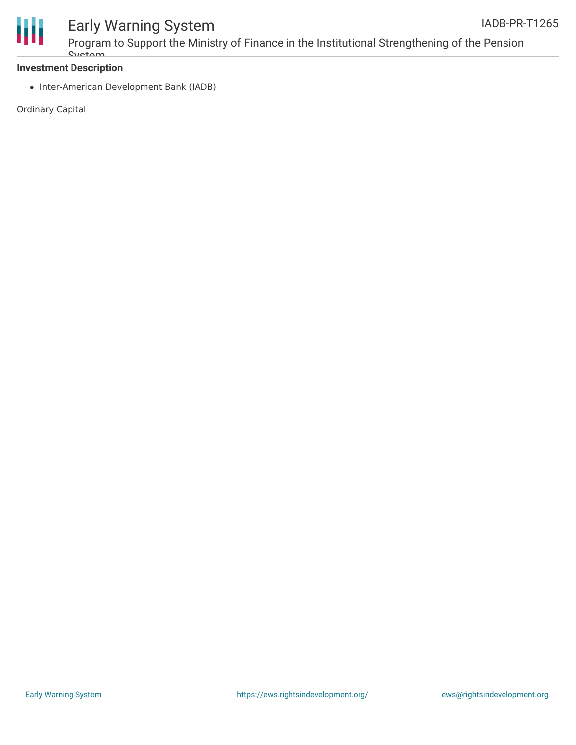**Investment Description**

- Inter-American Development Bank (IADB)

Ordinary Capital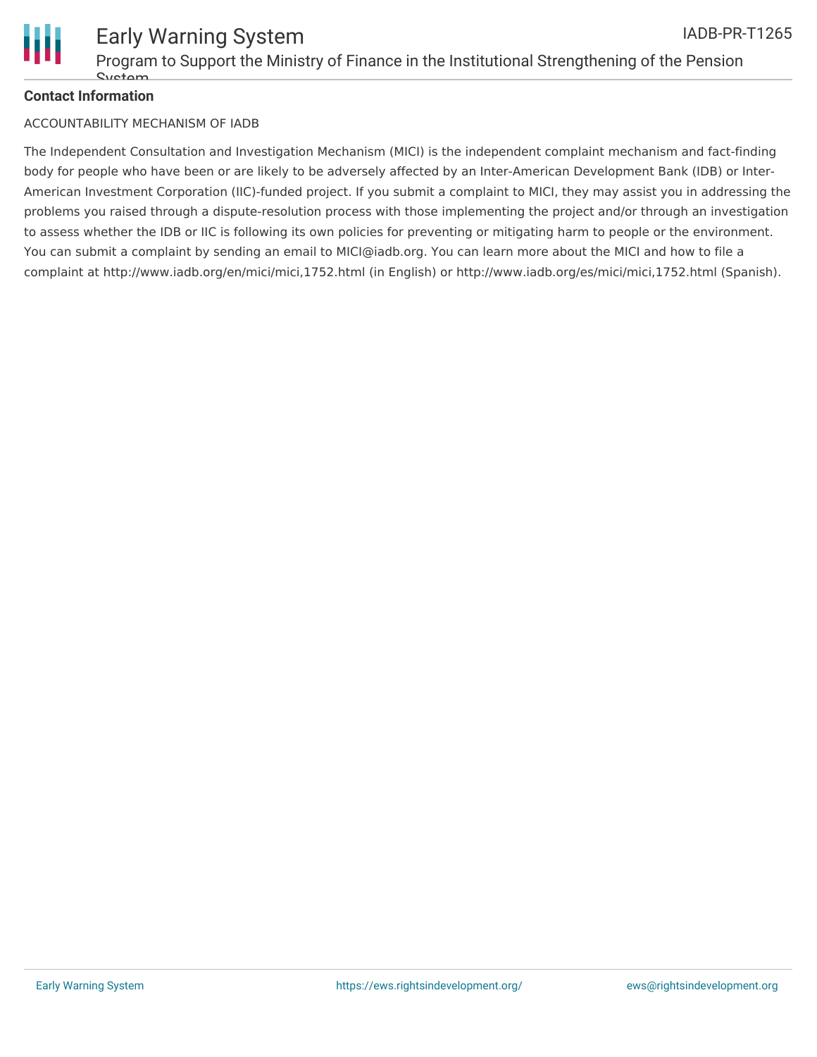**Contact Information**

ACCOUNTABILITY MECHANISM OF IADB

The Independent Consultation and Investigation Mechanism (MICI) is the independent complaint mechanism and fact-finding body for people who have been or are likely to be adversely affected by an Inter-American Development Bank (IDB) or Inter-American Investment Corporation (IIC)-funded project. If you submit a complaint to MICI, they may assist you in addressing the problems you raised through a dispute-resolution process with those implementing the project and/or through an investigation to assess whether the IDB or IIC is following its own policies for preventing or mitigating harm to people or the environment. You can submit a complaint by sending an email to MICI@iadb.org. You can learn more about the MICI and how to file a complaint at http://www.iadb.org/en/mici/mici,1752.html (in English) or http://www.iadb.org/es/mici/mici,1752.html (Spanish).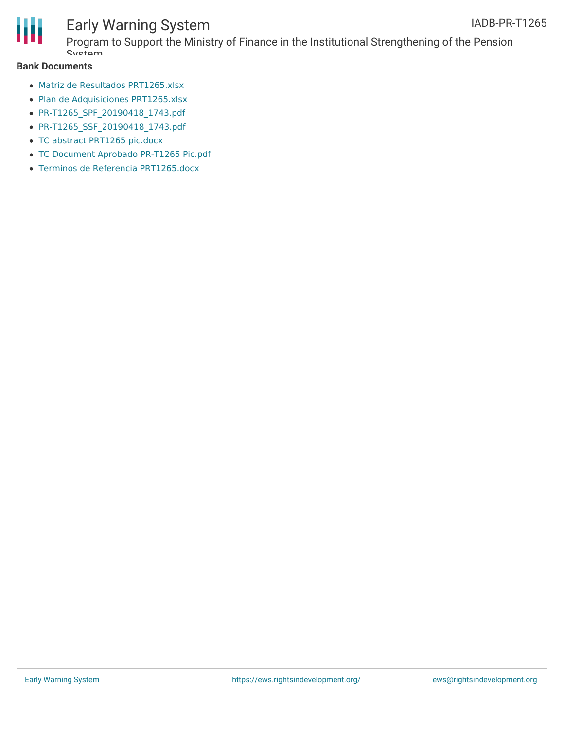**Bank Documents**

- Matriz de Resultados PRT1265.xlsx
- Plan de Adquisiciones PRT1265.xlsx
- PR-T1265_SPF_20190418_1743.pdf
- PR-T1265_SSF_20190418_1743.pdf
- TC abstract PRT1265 pic.docx
- TC Document Aprobado PR-T1265 Pic.pdf
- Terminos de Referencia PRT1265.docx